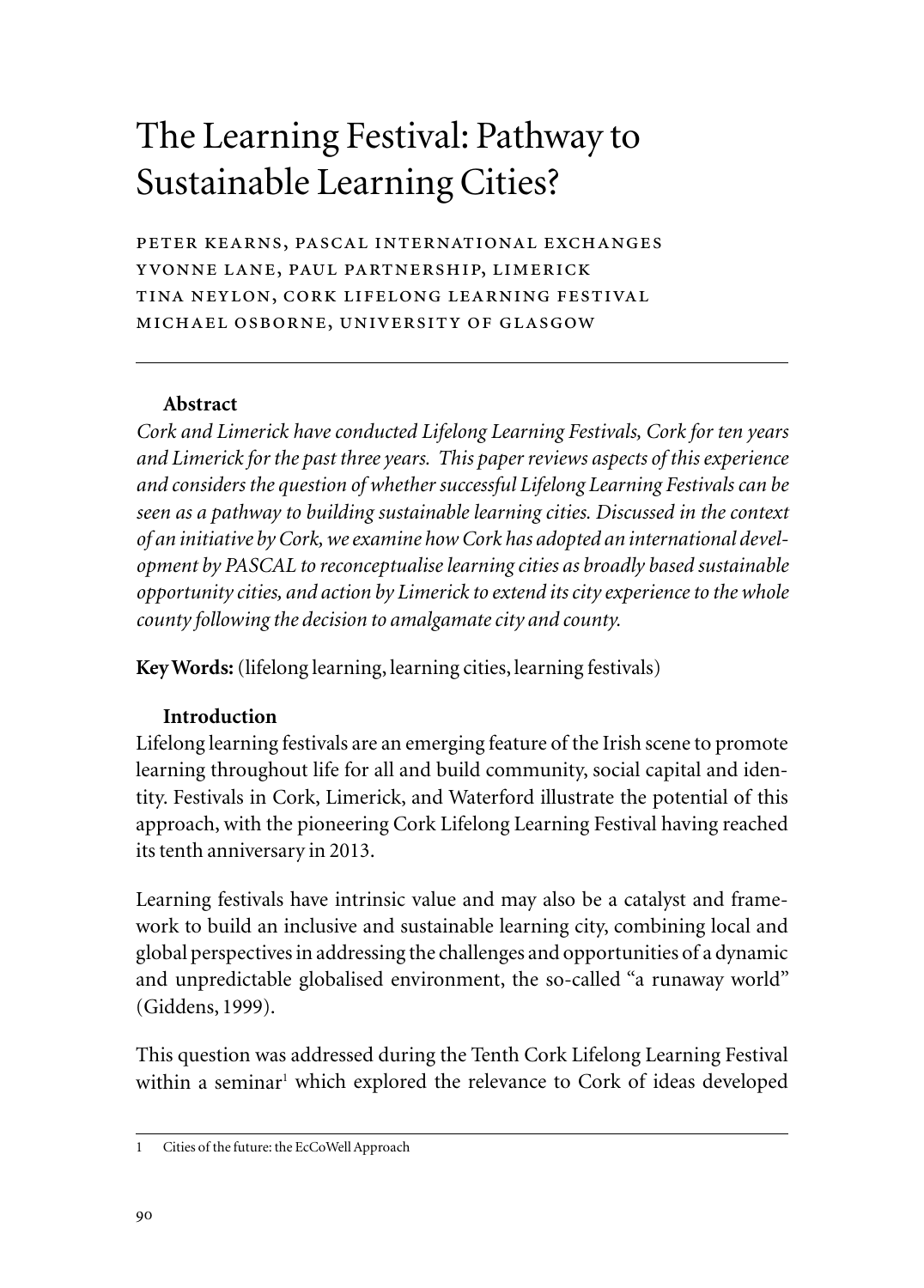# The Learning Festival: Pathway to Sustainable Learning Cities?

PETER KEARNS, PASCAL INTERNATIONAL EXCHANGES
YVONNE LANE, PAUL PARTNERSHIP, LIMERICK
TINA NEYLON, CORK LIFELONG LEARNING FESTIVAL
MICHAEL OSBORNE, UNIVERSITY OF GLASGOW

---

### Abstract

*Cork and Limerick have conducted Lifelong Learning Festivals, Cork for ten years and Limerick for the past three years. This paper reviews aspects of this experience and considers the question of whether successful Lifelong Learning Festivals can be seen as a pathway to building sustainable learning cities. Discussed in the context of an initiative by Cork, we examine how Cork has adopted an international development by PASCAL to reconceptualise learning cities as broadly based sustainable opportunity cities, and action by Limerick to extend its city experience to the whole county following the decision to amalgamate city and county.*

**Key Words:** (lifelong learning, learning cities, learning festivals)

### Introduction

Lifelong learning festivals are an emerging feature of the Irish scene to promote learning throughout life for all and build community, social capital and identity. Festivals in Cork, Limerick, and Waterford illustrate the potential of this approach, with the pioneering Cork Lifelong Learning Festival having reached its tenth anniversary in 2013.

Learning festivals have intrinsic value and may also be a catalyst and framework to build an inclusive and sustainable learning city, combining local and global perspectives in addressing the challenges and opportunities of a dynamic and unpredictable globalised environment, the so-called "a runaway world" (Giddens, 1999).

This question was addressed during the Tenth Cork Lifelong Learning Festival within a seminar[1] which explored the relevance to Cork of ideas developed

---

1 Cities of the future: the EcCoWell Approach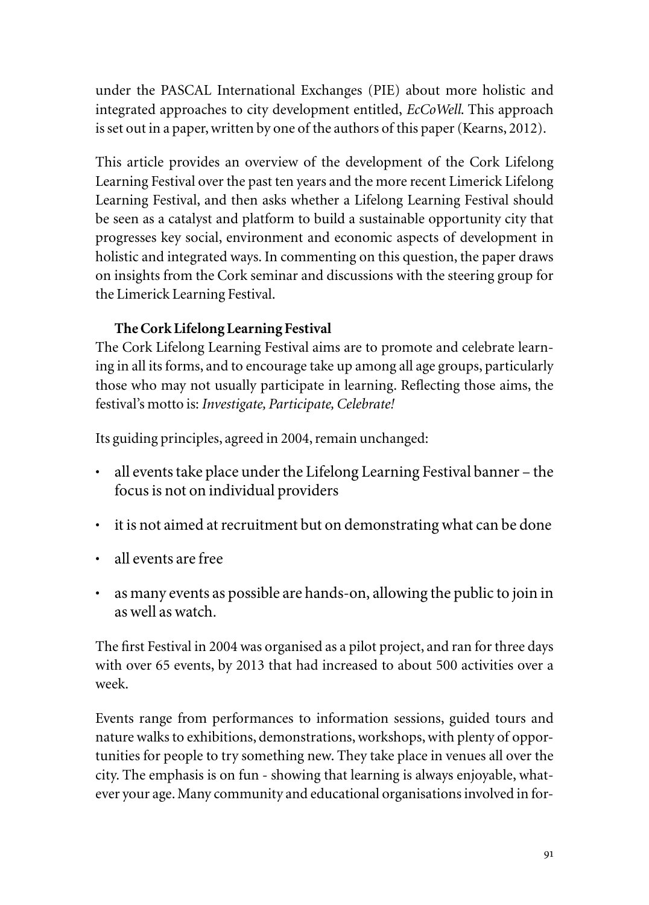under the PASCAL International Exchanges (PIE) about more holistic and integrated approaches to city development entitled, *EcCoWell.* This approach is set out in a paper, written by one of the authors of this paper (Kearns, 2012).

This article provides an overview of the development of the Cork Lifelong Learning Festival over the past ten years and the more recent Limerick Lifelong Learning Festival, and then asks whether a Lifelong Learning Festival should be seen as a catalyst and platform to build a sustainable opportunity city that progresses key social, environment and economic aspects of development in holistic and integrated ways. In commenting on this question, the paper draws on insights from the Cork seminar and discussions with the steering group for the Limerick Learning Festival.

**The Cork Lifelong Learning Festival**

The Cork Lifelong Learning Festival aims are to promote and celebrate learning in all its forms, and to encourage take up among all age groups, particularly those who may not usually participate in learning. Reflecting those aims, the festival's motto is: *Investigate, Participate, Celebrate!*

Its guiding principles, agreed in 2004, remain unchanged:

- all events take place under the Lifelong Learning Festival banner – the focus is not on individual providers
- it is not aimed at recruitment but on demonstrating what can be done
- all events are free
- as many events as possible are hands-on, allowing the public to join in as well as watch.

The first Festival in 2004 was organised as a pilot project, and ran for three days with over 65 events, by 2013 that had increased to about 500 activities over a week.

Events range from performances to information sessions, guided tours and nature walks to exhibitions, demonstrations, workshops, with plenty of opportunities for people to try something new. They take place in venues all over the city. The emphasis is on fun - showing that learning is always enjoyable, whatever your age. Many community and educational organisations involved in for-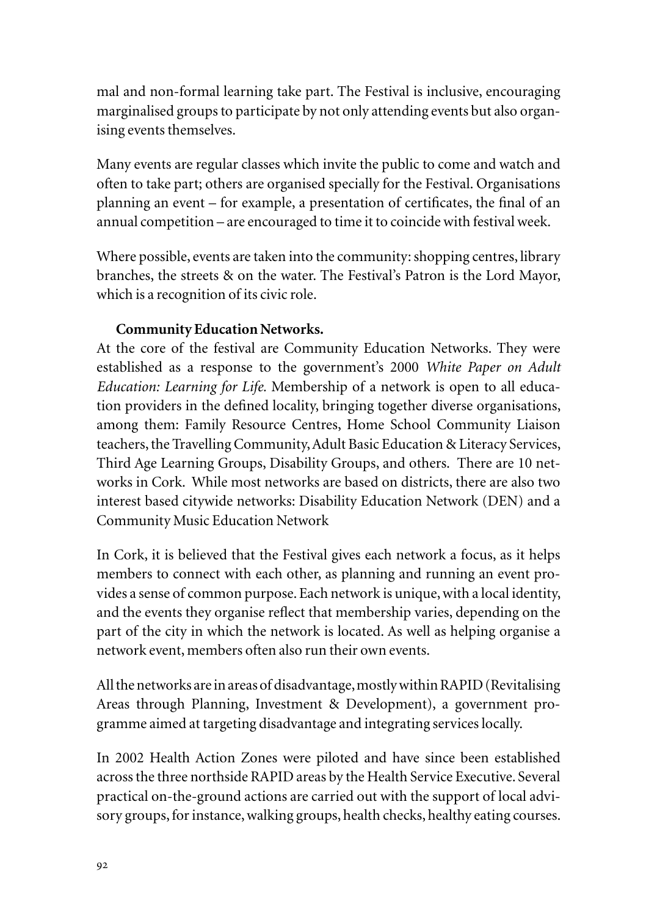mal and non-formal learning take part. The Festival is inclusive, encouraging marginalised groups to participate by not only attending events but also organising events themselves.

Many events are regular classes which invite the public to come and watch and often to take part; others are organised specially for the Festival. Organisations planning an event – for example, a presentation of certificates, the final of an annual competition – are encouraged to time it to coincide with festival week.

Where possible, events are taken into the community: shopping centres, library branches, the streets & on the water. The Festival's Patron is the Lord Mayor, which is a recognition of its civic role.

**Community Education Networks.**

At the core of the festival are Community Education Networks. They were established as a response to the government's 2000 *White Paper on Adult Education: Learning for Life.* Membership of a network is open to all education providers in the defined locality, bringing together diverse organisations, among them: Family Resource Centres, Home School Community Liaison teachers, the Travelling Community, Adult Basic Education & Literacy Services, Third Age Learning Groups, Disability Groups, and others. There are 10 networks in Cork. While most networks are based on districts, there are also two interest based citywide networks: Disability Education Network (DEN) and a Community Music Education Network

In Cork, it is believed that the Festival gives each network a focus, as it helps members to connect with each other, as planning and running an event provides a sense of common purpose. Each network is unique, with a local identity, and the events they organise reflect that membership varies, depending on the part of the city in which the network is located. As well as helping organise a network event, members often also run their own events.

All the networks are in areas of disadvantage, mostly within RAPID (Revitalising Areas through Planning, Investment & Development), a government programme aimed at targeting disadvantage and integrating services locally.

In 2002 Health Action Zones were piloted and have since been established across the three northside RAPID areas by the Health Service Executive. Several practical on-the-ground actions are carried out with the support of local advisory groups, for instance, walking groups, health checks, healthy eating courses.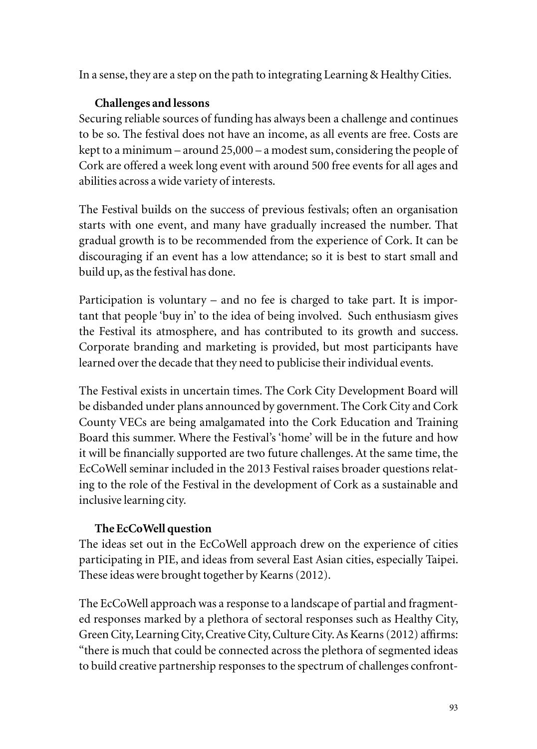In a sense, they are a step on the path to integrating Learning & Healthy Cities.

### Challenges and lessons

Securing reliable sources of funding has always been a challenge and continues to be so. The festival does not have an income, as all events are free. Costs are kept to a minimum – around 25,000 – a modest sum, considering the people of Cork are offered a week long event with around 500 free events for all ages and abilities across a wide variety of interests.

The Festival builds on the success of previous festivals; often an organisation starts with one event, and many have gradually increased the number. That gradual growth is to be recommended from the experience of Cork. It can be discouraging if an event has a low attendance; so it is best to start small and build up, as the festival has done.

Participation is voluntary – and no fee is charged to take part. It is important that people 'buy in' to the idea of being involved. Such enthusiasm gives the Festival its atmosphere, and has contributed to its growth and success. Corporate branding and marketing is provided, but most participants have learned over the decade that they need to publicise their individual events.

The Festival exists in uncertain times. The Cork City Development Board will be disbanded under plans announced by government. The Cork City and Cork County VECs are being amalgamated into the Cork Education and Training Board this summer. Where the Festival's 'home' will be in the future and how it will be financially supported are two future challenges. At the same time, the EcCoWell seminar included in the 2013 Festival raises broader questions relating to the role of the Festival in the development of Cork as a sustainable and inclusive learning city.

### The EcCoWell question

The ideas set out in the EcCoWell approach drew on the experience of cities participating in PIE, and ideas from several East Asian cities, especially Taipei. These ideas were brought together by Kearns (2012).

The EcCoWell approach was a response to a landscape of partial and fragmented responses marked by a plethora of sectoral responses such as Healthy City, Green City, Learning City, Creative City, Culture City. As Kearns (2012) affirms: "there is much that could be connected across the plethora of segmented ideas to build creative partnership responses to the spectrum of challenges confront-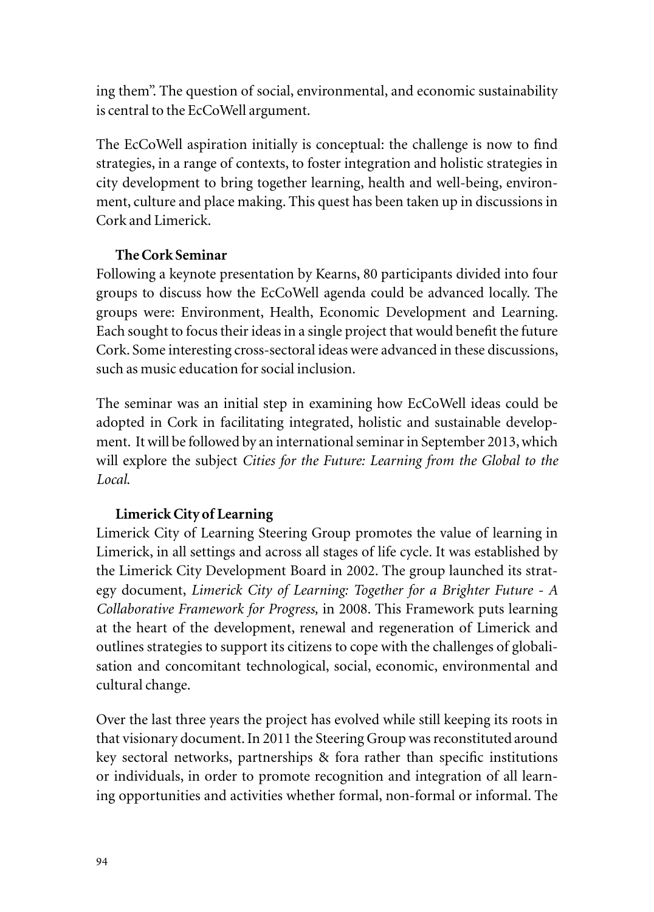ing them". The question of social, environmental, and economic sustainability is central to the EcCoWell argument.

The EcCoWell aspiration initially is conceptual: the challenge is now to find strategies, in a range of contexts, to foster integration and holistic strategies in city development to bring together learning, health and well-being, environment, culture and place making. This quest has been taken up in discussions in Cork and Limerick.

### The Cork Seminar

Following a keynote presentation by Kearns, 80 participants divided into four groups to discuss how the EcCoWell agenda could be advanced locally. The groups were: Environment, Health, Economic Development and Learning. Each sought to focus their ideas in a single project that would benefit the future Cork. Some interesting cross-sectoral ideas were advanced in these discussions, such as music education for social inclusion.

The seminar was an initial step in examining how EcCoWell ideas could be adopted in Cork in facilitating integrated, holistic and sustainable development. It will be followed by an international seminar in September 2013, which will explore the subject *Cities for the Future: Learning from the Global to the Local.*

### Limerick City of Learning

Limerick City of Learning Steering Group promotes the value of learning in Limerick, in all settings and across all stages of life cycle. It was established by the Limerick City Development Board in 2002. The group launched its strategy document, *Limerick City of Learning: Together for a Brighter Future - A Collaborative Framework for Progress,* in 2008. This Framework puts learning at the heart of the development, renewal and regeneration of Limerick and outlines strategies to support its citizens to cope with the challenges of globalisation and concomitant technological, social, economic, environmental and cultural change.

Over the last three years the project has evolved while still keeping its roots in that visionary document. In 2011 the Steering Group was reconstituted around key sectoral networks, partnerships & fora rather than specific institutions or individuals, in order to promote recognition and integration of all learning opportunities and activities whether formal, non-formal or informal. The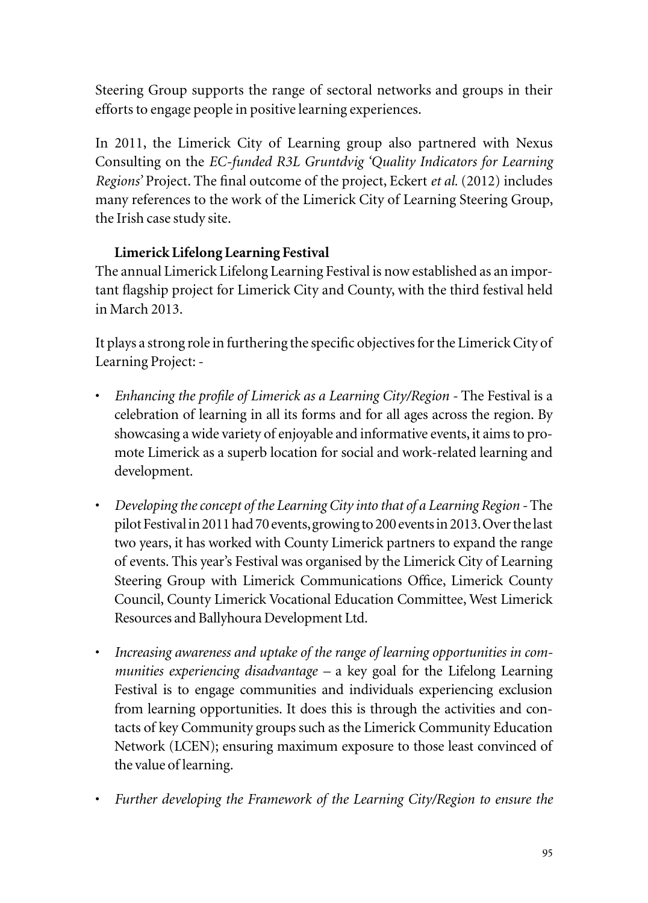Steering Group supports the range of sectoral networks and groups in their efforts to engage people in positive learning experiences.

In 2011, the Limerick City of Learning group also partnered with Nexus Consulting on the *EC-funded R3L Gruntdvig 'Quality Indicators for Learning Regions'* Project. The final outcome of the project, Eckert *et al.* (2012) includes many references to the work of the Limerick City of Learning Steering Group, the Irish case study site.

**Limerick Lifelong Learning Festival**

The annual Limerick Lifelong Learning Festival is now established as an important flagship project for Limerick City and County, with the third festival held in March 2013.

It plays a strong role in furthering the specific objectives for the Limerick City of Learning Project: -

- *Enhancing the profile of Limerick as a Learning City/Region* - The Festival is a celebration of learning in all its forms and for all ages across the region. By showcasing a wide variety of enjoyable and informative events, it aims to promote Limerick as a superb location for social and work-related learning and development.

- *Developing the concept of the Learning City into that of a Learning Region* - The pilot Festival in 2011 had 70 events, growing to 200 events in 2013. Over the last two years, it has worked with County Limerick partners to expand the range of events. This year's Festival was organised by the Limerick City of Learning Steering Group with Limerick Communications Office, Limerick County Council, County Limerick Vocational Education Committee, West Limerick Resources and Ballyhoura Development Ltd.

- *Increasing awareness and uptake of the range of learning opportunities in communities experiencing disadvantage* – a key goal for the Lifelong Learning Festival is to engage communities and individuals experiencing exclusion from learning opportunities. It does this is through the activities and contacts of key Community groups such as the Limerick Community Education Network (LCEN); ensuring maximum exposure to those least convinced of the value of learning.

- *Further developing the Framework of the Learning City/Region to ensure the*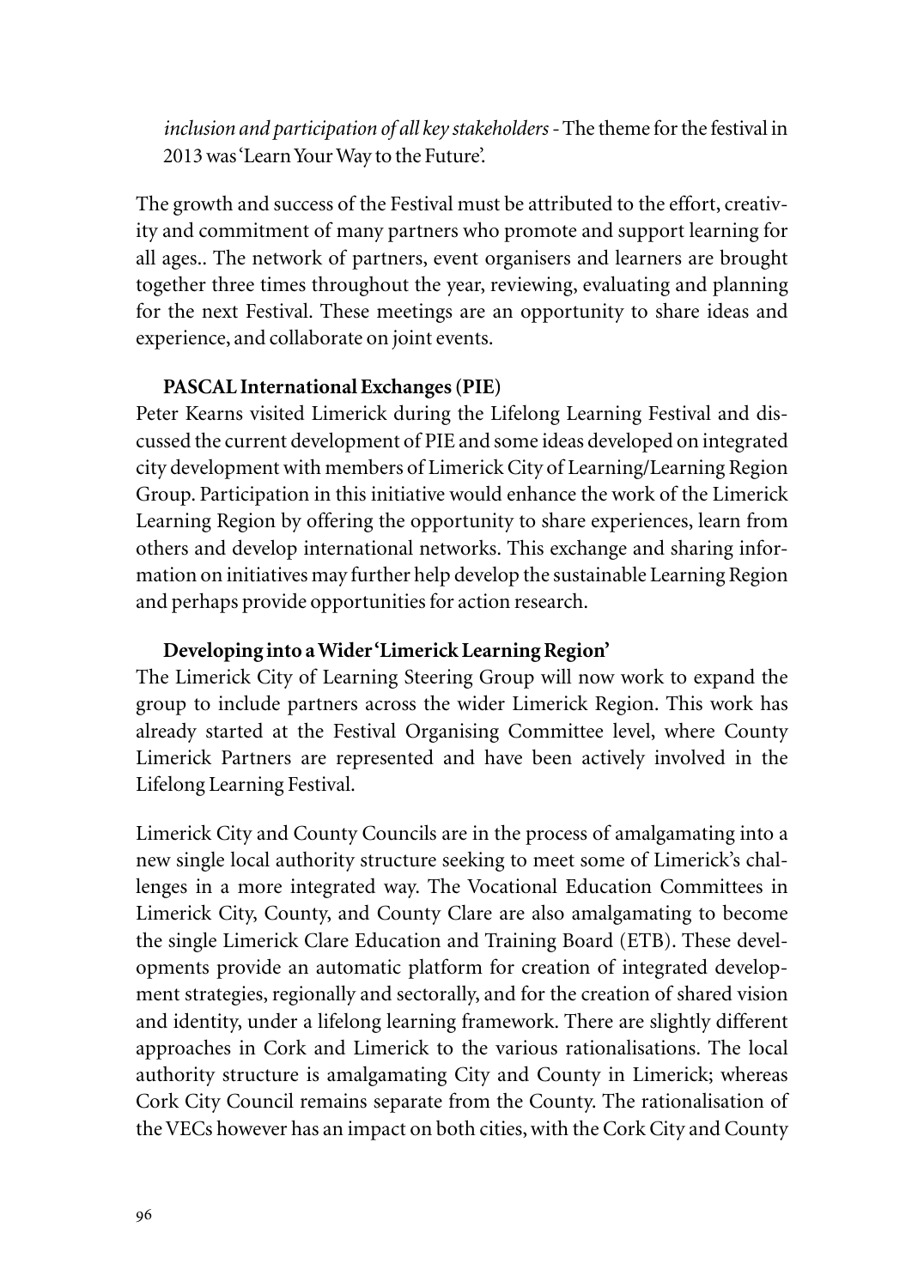*inclusion and participation of all key stakeholders* - The theme for the festival in 2013 was 'Learn Your Way to the Future'.

The growth and success of the Festival must be attributed to the effort, creativity and commitment of many partners who promote and support learning for all ages.. The network of partners, event organisers and learners are brought together three times throughout the year, reviewing, evaluating and planning for the next Festival. These meetings are an opportunity to share ideas and experience, and collaborate on joint events.

### PASCAL International Exchanges (PIE)

Peter Kearns visited Limerick during the Lifelong Learning Festival and discussed the current development of PIE and some ideas developed on integrated city development with members of Limerick City of Learning/Learning Region Group. Participation in this initiative would enhance the work of the Limerick Learning Region by offering the opportunity to share experiences, learn from others and develop international networks. This exchange and sharing information on initiatives may further help develop the sustainable Learning Region and perhaps provide opportunities for action research.

### Developing into a Wider 'Limerick Learning Region'

The Limerick City of Learning Steering Group will now work to expand the group to include partners across the wider Limerick Region. This work has already started at the Festival Organising Committee level, where County Limerick Partners are represented and have been actively involved in the Lifelong Learning Festival.

Limerick City and County Councils are in the process of amalgamating into a new single local authority structure seeking to meet some of Limerick's challenges in a more integrated way. The Vocational Education Committees in Limerick City, County, and County Clare are also amalgamating to become the single Limerick Clare Education and Training Board (ETB). These developments provide an automatic platform for creation of integrated development strategies, regionally and sectorally, and for the creation of shared vision and identity, under a lifelong learning framework. There are slightly different approaches in Cork and Limerick to the various rationalisations. The local authority structure is amalgamating City and County in Limerick; whereas Cork City Council remains separate from the County. The rationalisation of the VECs however has an impact on both cities, with the Cork City and County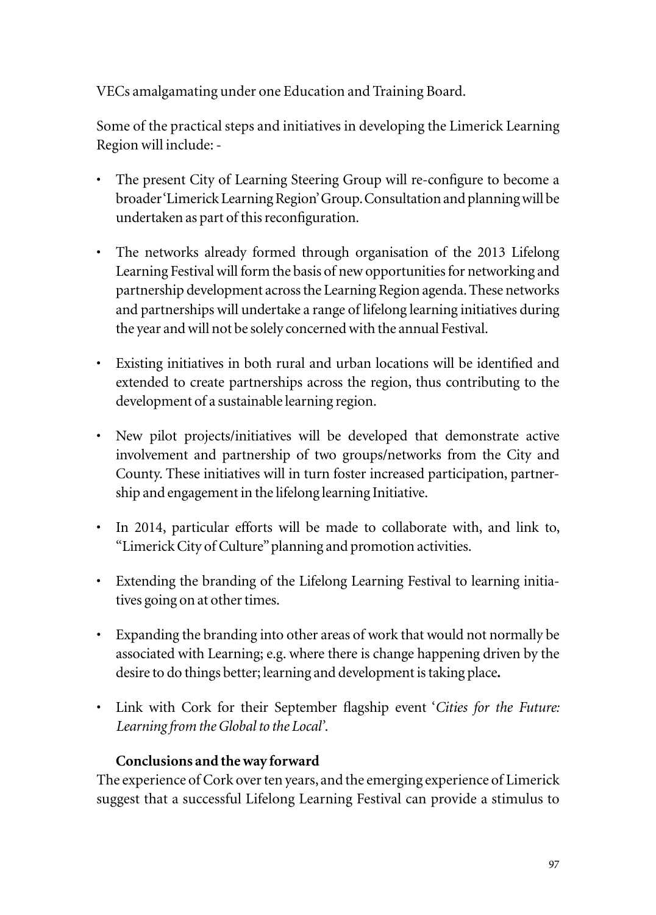VECs amalgamating under one Education and Training Board.

Some of the practical steps and initiatives in developing the Limerick Learning Region will include: -

- The present City of Learning Steering Group will re-configure to become a broader 'Limerick Learning Region' Group. Consultation and planning will be undertaken as part of this reconfiguration.
- The networks already formed through organisation of the 2013 Lifelong Learning Festival will form the basis of new opportunities for networking and partnership development across the Learning Region agenda. These networks and partnerships will undertake a range of lifelong learning initiatives during the year and will not be solely concerned with the annual Festival.
- Existing initiatives in both rural and urban locations will be identified and extended to create partnerships across the region, thus contributing to the development of a sustainable learning region.
- New pilot projects/initiatives will be developed that demonstrate active involvement and partnership of two groups/networks from the City and County. These initiatives will in turn foster increased participation, partnership and engagement in the lifelong learning Initiative.
- In 2014, particular efforts will be made to collaborate with, and link to, "Limerick City of Culture" planning and promotion activities.
- Extending the branding of the Lifelong Learning Festival to learning initiatives going on at other times.
- Expanding the branding into other areas of work that would not normally be associated with Learning; e.g. where there is change happening driven by the desire to do things better; learning and development is taking place.
- Link with Cork for their September flagship event '*Cities for the Future: Learning from the Global to the Local*'.

**Conclusions and the way forward**

The experience of Cork over ten years, and the emerging experience of Limerick suggest that a successful Lifelong Learning Festival can provide a stimulus to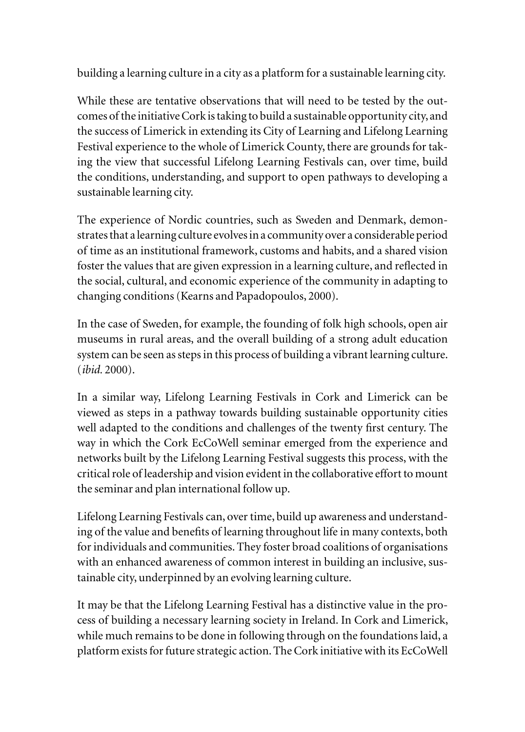building a learning culture in a city as a platform for a sustainable learning city.

While these are tentative observations that will need to be tested by the outcomes of the initiative Cork is taking to build a sustainable opportunity city, and the success of Limerick in extending its City of Learning and Lifelong Learning Festival experience to the whole of Limerick County, there are grounds for taking the view that successful Lifelong Learning Festivals can, over time, build the conditions, understanding, and support to open pathways to developing a sustainable learning city.

The experience of Nordic countries, such as Sweden and Denmark, demonstrates that a learning culture evolves in a community over a considerable period of time as an institutional framework, customs and habits, and a shared vision foster the values that are given expression in a learning culture, and reflected in the social, cultural, and economic experience of the community in adapting to changing conditions (Kearns and Papadopoulos, 2000).

In the case of Sweden, for example, the founding of folk high schools, open air museums in rural areas, and the overall building of a strong adult education system can be seen as steps in this process of building a vibrant learning culture. (*ibid.* 2000).

In a similar way, Lifelong Learning Festivals in Cork and Limerick can be viewed as steps in a pathway towards building sustainable opportunity cities well adapted to the conditions and challenges of the twenty first century. The way in which the Cork EcCoWell seminar emerged from the experience and networks built by the Lifelong Learning Festival suggests this process, with the critical role of leadership and vision evident in the collaborative effort to mount the seminar and plan international follow up.

Lifelong Learning Festivals can, over time, build up awareness and understanding of the value and benefits of learning throughout life in many contexts, both for individuals and communities. They foster broad coalitions of organisations with an enhanced awareness of common interest in building an inclusive, sustainable city, underpinned by an evolving learning culture.

It may be that the Lifelong Learning Festival has a distinctive value in the process of building a necessary learning society in Ireland. In Cork and Limerick, while much remains to be done in following through on the foundations laid, a platform exists for future strategic action. The Cork initiative with its EcCoWell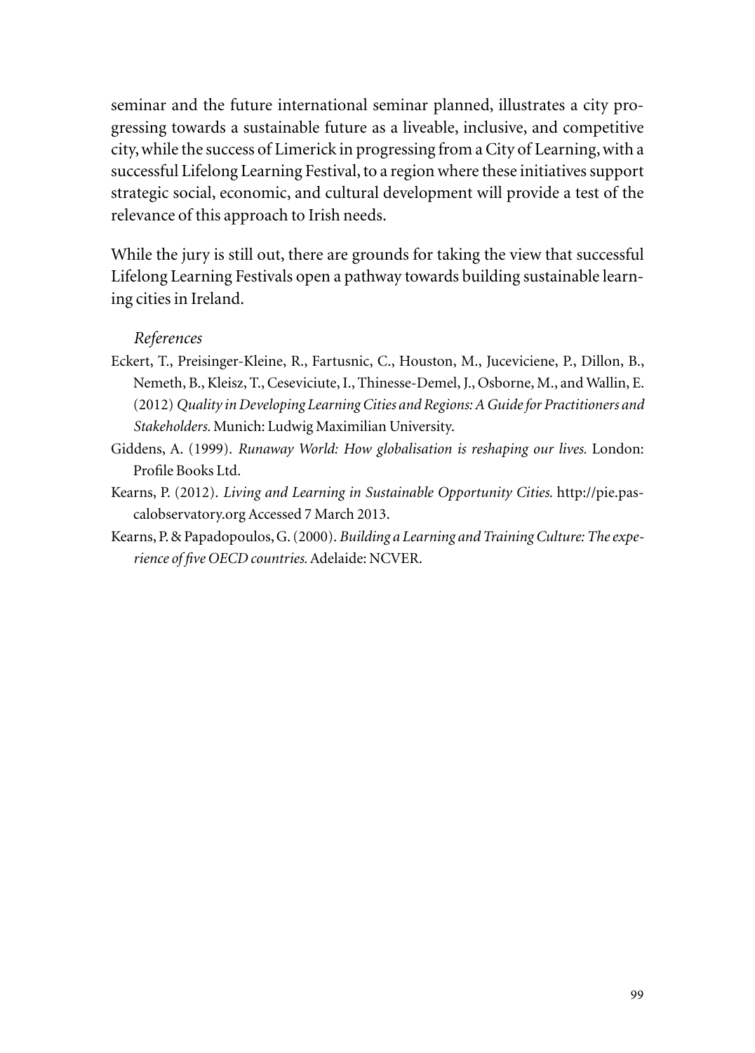seminar and the future international seminar planned, illustrates a city progressing towards a sustainable future as a liveable, inclusive, and competitive city, while the success of Limerick in progressing from a City of Learning, with a successful Lifelong Learning Festival, to a region where these initiatives support strategic social, economic, and cultural development will provide a test of the relevance of this approach to Irish needs.

While the jury is still out, there are grounds for taking the view that successful Lifelong Learning Festivals open a pathway towards building sustainable learning cities in Ireland.

*References*

Eckert, T., Preisinger-Kleine, R., Fartusnic, C., Houston, M., Juceviciene, P., Dillon, B., Nemeth, B., Kleisz, T., Ceseviciute, I., Thinesse-Demel, J., Osborne, M., and Wallin, E. (2012) *Quality in Developing Learning Cities and Regions: A Guide for Practitioners and Stakeholders.* Munich: Ludwig Maximilian University.

Giddens, A. (1999). *Runaway World: How globalisation is reshaping our lives.* London: Profile Books Ltd.

Kearns, P. (2012). *Living and Learning in Sustainable Opportunity Cities.* http://pie.pascalobservatory.org Accessed 7 March 2013.

Kearns, P. & Papadopoulos, G. (2000). *Building a Learning and Training Culture: The experience of five OECD countries.* Adelaide: NCVER.